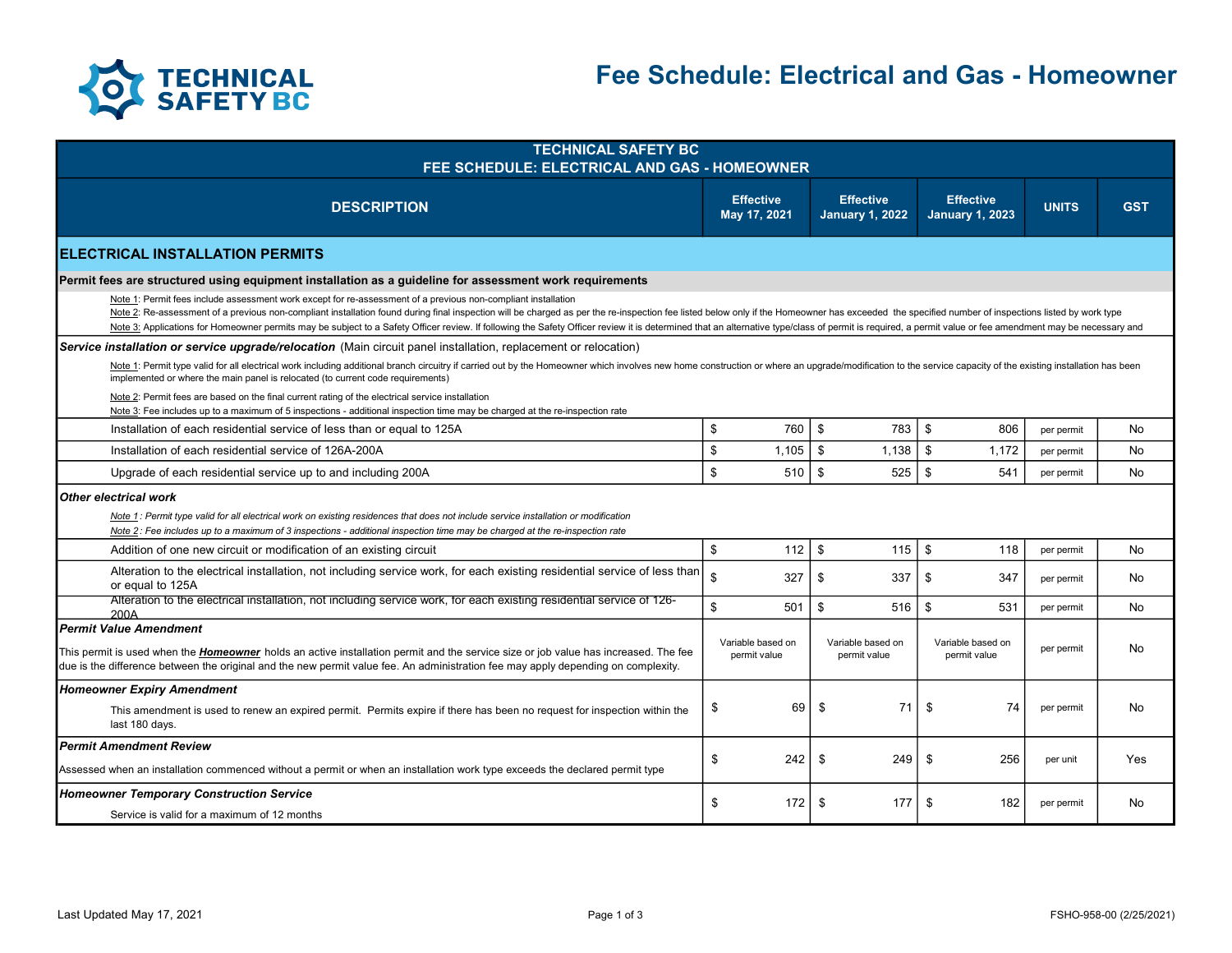# Fee Schedule: Electrical and Gas - Homeowner

| TECHNICAL SAFETY BC FEE SCHEDULE: ELECTRICAL AND GAS - HOMEOWNER | | | | | |
|---|---|---|---|---|---|
| **DESCRIPTION** | **Effective May 17, 2021** | **Effective January 1, 2022** | **Effective January 1, 2023** | **UNITS** | **GST** |
| **ELECTRICAL INSTALLATION PERMITS** | | | | | |
| **Permit fees are structured using equipment installation as a guideline for assessment work requirements** | | | | | |
| Note 1: Permit fees include assessment work except for re-assessment of a previous non-compliant installation<br>Note 2: Re-assessment of a previous non-compliant installation found during final inspection will be charged as per the re-inspection fee listed below only if the Homeowner has exceeded the specified number of inspections listed by work type<br>Note 3: Applications for Homeowner permits may be subject to a Safety Officer review. If following the Safety Officer review it is determined that an alternative type/class of permit is required, a permit value or fee amendment may be necessary and | | | | | |
| ***Service installation or service upgrade/relocation*** (Main circuit panel installation, replacement or relocation) | | | | | |
| Note 1: Permit type valid for all electrical work including additional branch circuitry if carried out by the Homeowner which involves new home construction or where an upgrade/modification to the service capacity of the existing installation has been implemented or where the main panel is relocated (to current code requirements)<br>Note 2: Permit fees are based on the final current rating of the electrical service installation<br>Note 3: Fee includes up to a maximum of 5 inspections - additional inspection time may be charged at the re-inspection rate | | | | | |
| Installation of each residential service of less than or equal to 125A | $ 760 | $ 783 | $ 806 | per permit | No |
| Installation of each residential service of 126A-200A | $ 1,105 | $ 1,138 | $ 1,172 | per permit | No |
| Upgrade of each residential service up to and including 200A | $ 510 | $ 525 | $ 541 | per permit | No |
| ***Other electrical work*** | | | | | |
| *Note 1: Permit type valid for all electrical work on existing residences that does not include service installation or modification*<br>*Note 2: Fee includes up to a maximum of 3 inspections - additional inspection time may be charged at the re-inspection rate* | | | | | |
| Addition of one new circuit or modification of an existing circuit | $ 112 | $ 115 | $ 118 | per permit | No |
| Alteration to the electrical installation, not including service work, for each existing residential service of less than or equal to 125A | $ 327 | $ 337 | $ 347 | per permit | No |
| Alteration to the electrical installation, not including service work, for each existing residential service of 126-200A | $ 501 | $ 516 | $ 531 | per permit | No |
| ***Permit Value Amendment***<br>This permit is used when the ***Homeowner*** holds an active installation permit and the service size or job value has increased. The fee due is the difference between the original and the new permit value fee. An administration fee may apply depending on complexity. | Variable based on permit value | Variable based on permit value | Variable based on permit value | per permit | No |
| ***Homeowner Expiry Amendment***<br>This amendment is used to renew an expired permit. Permits expire if there has been no request for inspection within the last 180 days. | $ 69 | $ 71 | $ 74 | per permit | No |
| ***Permit Amendment Review***<br>Assessed when an installation commenced without a permit or when an installation work type exceeds the declared permit type | $ 242 | $ 249 | $ 256 | per unit | Yes |
| ***Homeowner Temporary Construction Service***<br>Service is valid for a maximum of 12 months | $ 172 | $ 177 | $ 182 | per permit | No |

Last Updated May 17, 2021

FSHO-958-00 (2/25/2021)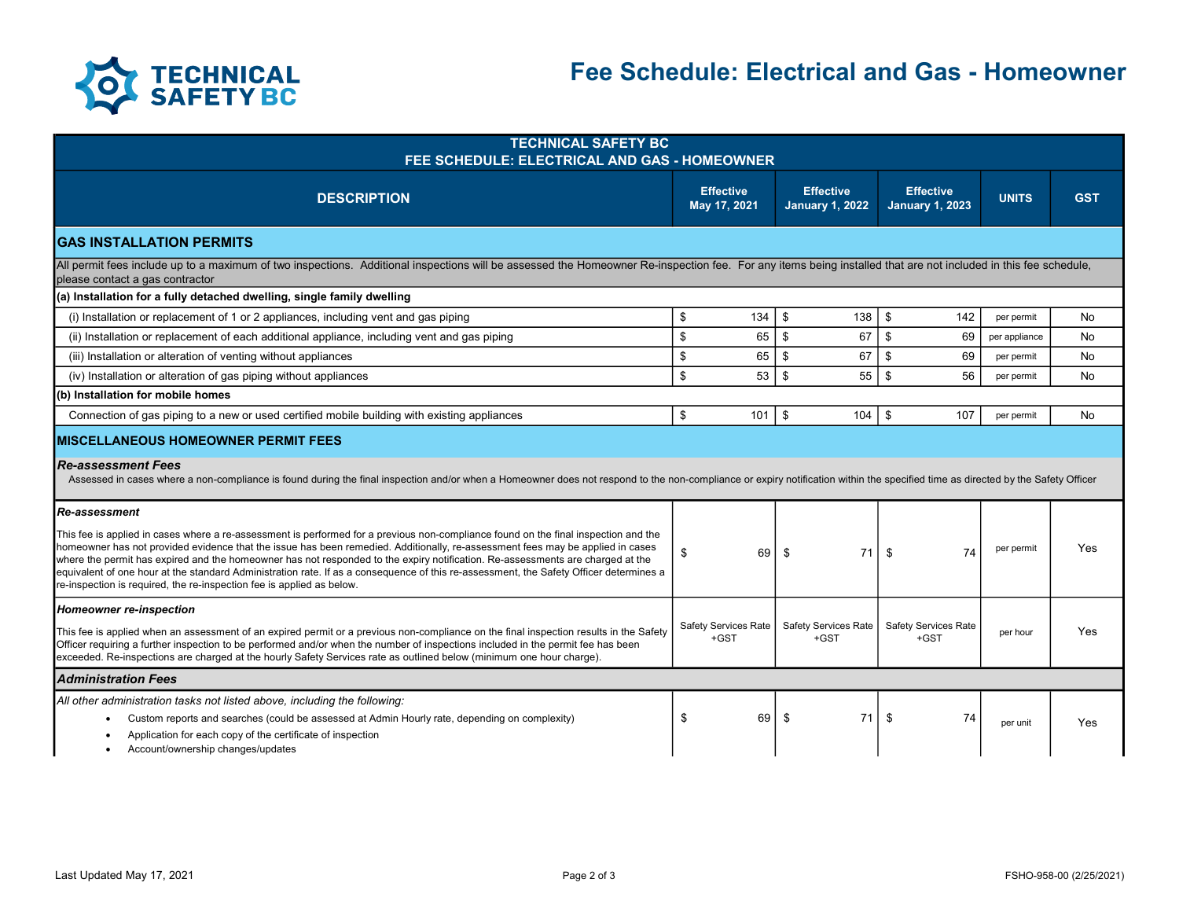# Fee Schedule: Electrical and Gas - Homeowner

| TECHNICAL SAFETY BC<br>FEE SCHEDULE: ELECTRICAL AND GAS - HOMEOWNER | | | | | |
|---|---|---|---|---|---|
| **DESCRIPTION** | **Effective May 17, 2021** | **Effective January 1, 2022** | **Effective January 1, 2023** | **UNITS** | **GST** |
| **GAS INSTALLATION PERMITS** | | | | | |
| All permit fees include up to a maximum of two inspections. Additional inspections will be assessed the Homeowner Re-inspection fee. For any items being installed that are not included in this fee schedule, please contact a gas contractor | | | | | |
| **(a) Installation for a fully detached dwelling, single family dwelling** | | | | | |
| (i) Installation or replacement of 1 or 2 appliances, including vent and gas piping | $ 134 | $ 138 | $ 142 | per permit | No |
| (ii) Installation or replacement of each additional appliance, including vent and gas piping | $ 65 | $ 67 | $ 69 | per appliance | No |
| (iii) Installation or alteration of venting without appliances | $ 65 | $ 67 | $ 69 | per permit | No |
| (iv) Installation or alteration of gas piping without appliances | $ 53 | $ 55 | $ 56 | per permit | No |
| **(b) Installation for mobile homes** | | | | | |
| Connection of gas piping to a new or used certified mobile building with existing appliances | $ 101 | $ 104 | $ 107 | per permit | No |
| **MISCELLANEOUS HOMEOWNER PERMIT FEES** | | | | | |
| ***Re-assessment Fees***<br>Assessed in cases where a non-compliance is found during the final inspection and/or when a Homeowner does not respond to the non-compliance or expiry notification within the specified time as directed by the Safety Officer | | | | | |
| ***Re-assessment***<br>This fee is applied in cases where a re-assessment is performed for a previous non-compliance found on the final inspection and the homeowner has not provided evidence that the issue has been remedied. Additionally, re-assessment fees may be applied in cases where the permit has expired and the homeowner has not responded to the expiry notification. Re-assessments are charged at the equivalent of one hour at the standard Administration rate. If as a consequence of this re-assessment, the Safety Officer determines a re-inspection is required, the re-inspection fee is applied as below. | $ 69 | $ 71 | $ 74 | per permit | Yes |
| ***Homeowner re-inspection***<br>This fee is applied when an assessment of an expired permit or a previous non-compliance on the final inspection results in the Safety Officer requiring a further inspection to be performed and/or when the number of inspections included in the permit fee has been exceeded. Re-inspections are charged at the hourly Safety Services rate as outlined below (minimum one hour charge). | Safety Services Rate +GST | Safety Services Rate +GST | Safety Services Rate +GST | per hour | Yes |
| ***Administration Fees*** | | | | | |
| *All other administration tasks not listed above, including the following:*<br>• Custom reports and searches (could be assessed at Admin Hourly rate, depending on complexity)<br>• Application for each copy of the certificate of inspection<br>• Account/ownership changes/updates | $ 69 | $ 71 | $ 74 | per unit | Yes |

Last Updated May 17, 2021

FSHO-958-00 (2/25/2021)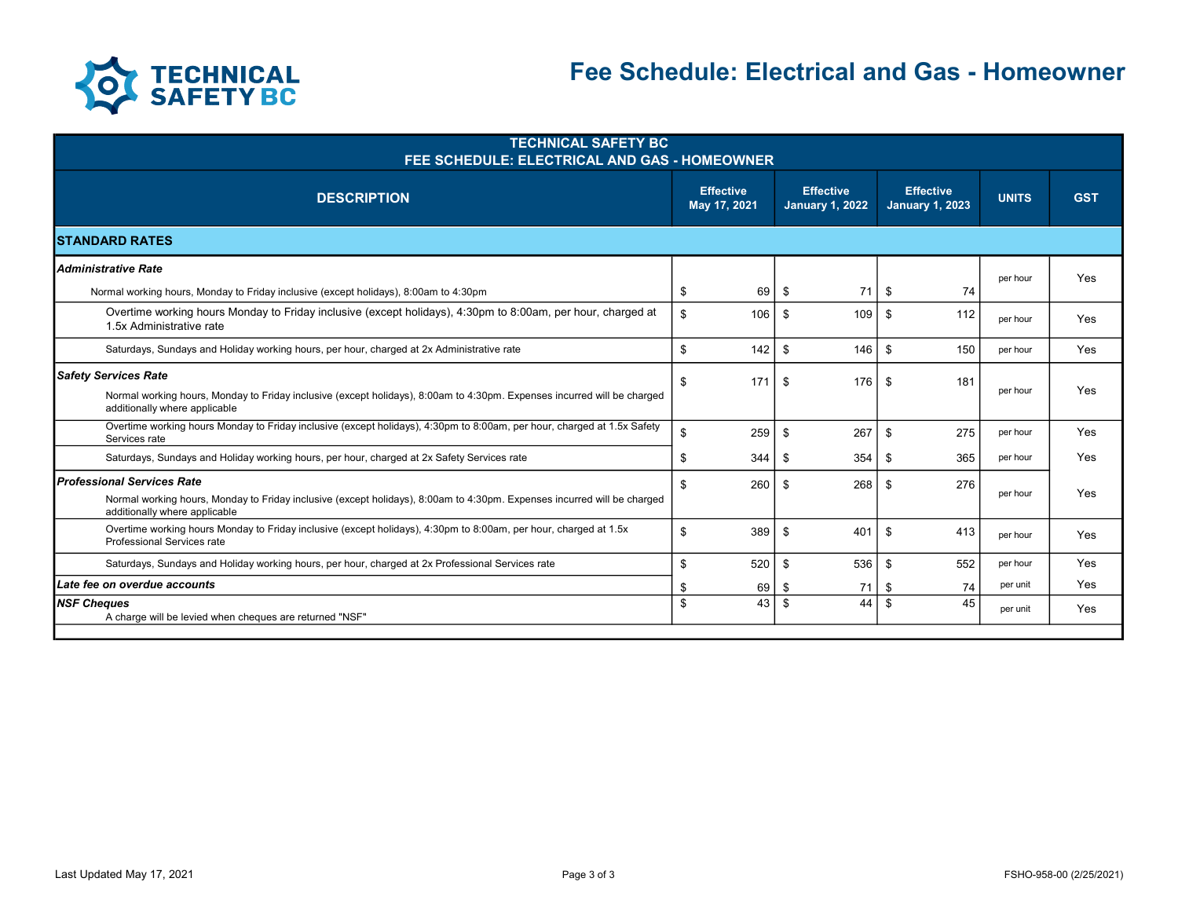# Fee Schedule: Electrical and Gas - Homeowner

| TECHNICAL SAFETY BC<br>FEE SCHEDULE: ELECTRICAL AND GAS - HOMEOWNER | | | | | |
|---|---|---|---|---|---|
| **DESCRIPTION** | **Effective May 17, 2021** | **Effective January 1, 2022** | **Effective January 1, 2023** | **UNITS** | **GST** |
| **STANDARD RATES** | | | | | |
| ***Administrative Rate***<br>Normal working hours, Monday to Friday inclusive (except holidays), 8:00am to 4:30pm | $ 69 | $ 71 | $ 74 | per hour | Yes |
| Overtime working hours Monday to Friday inclusive (except holidays), 4:30pm to 8:00am, per hour, charged at 1.5x Administrative rate | $ 106 | $ 109 | $ 112 | per hour | Yes |
| Saturdays, Sundays and Holiday working hours, per hour, charged at 2x Administrative rate | $ 142 | $ 146 | $ 150 | per hour | Yes |
| ***Safety Services Rate***<br>Normal working hours, Monday to Friday inclusive (except holidays), 8:00am to 4:30pm. Expenses incurred will be charged additionally where applicable | $ 171 | $ 176 | $ 181 | per hour | Yes |
| Overtime working hours Monday to Friday inclusive (except holidays), 4:30pm to 8:00am, per hour, charged at 1.5x Safety Services rate | $ 259 | $ 267 | $ 275 | per hour | Yes |
| Saturdays, Sundays and Holiday working hours, per hour, charged at 2x Safety Services rate | $ 344 | $ 354 | $ 365 | per hour | Yes |
| ***Professional Services Rate***<br>Normal working hours, Monday to Friday inclusive (except holidays), 8:00am to 4:30pm. Expenses incurred will be charged additionally where applicable | $ 260 | $ 268 | $ 276 | per hour | Yes |
| Overtime working hours Monday to Friday inclusive (except holidays), 4:30pm to 8:00am, per hour, charged at 1.5x Professional Services rate | $ 389 | $ 401 | $ 413 | per hour | Yes |
| Saturdays, Sundays and Holiday working hours, per hour, charged at 2x Professional Services rate | $ 520 | $ 536 | $ 552 | per hour | Yes |
| ***Late fee on overdue accounts*** | $ 69 | $ 71 | $ 74 | per unit | Yes |
| ***NSF Cheques***<br>A charge will be levied when cheques are returned "NSF" | $ 43 | $ 44 | $ 45 | per unit | Yes |

Last Updated May 17, 2021

FSHO-958-00 (2/25/2021)